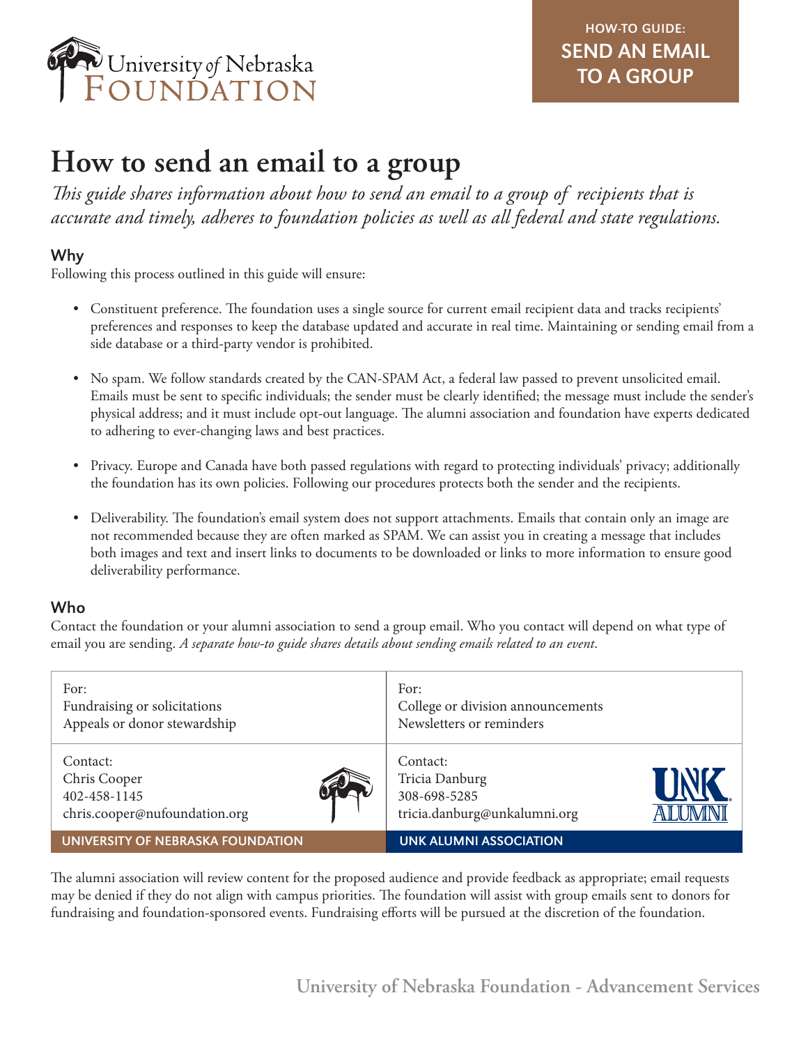University of Nebraska Foundation

**HOW-TO GUIDE: SEND AN EMAIL TO A GROUP**

# How to send an email to a group

*This guide shares information about how to send an email to a group of recipients that is accurate and timely, adheres to foundation policies as well as all federal and state regulations.*

## Why

Following this process outlined in this guide will ensure:

- Constituent preference. The foundation uses a single source for current email recipient data and tracks recipients' preferences and responses to keep the database updated and accurate in real time. Maintaining or sending email from a side database or a third-party vendor is prohibited.
- No spam. We follow standards created by the CAN-SPAM Act, a federal law passed to prevent unsolicited email. Emails must be sent to specific individuals; the sender must be clearly identified; the message must include the sender's physical address; and it must include opt-out language. The alumni association and foundation have experts dedicated to adhering to ever-changing laws and best practices.
- Privacy. Europe and Canada have both passed regulations with regard to protecting individuals' privacy; additionally the foundation has its own policies. Following our procedures protects both the sender and the recipients.
- Deliverability. The foundation's email system does not support attachments. Emails that contain only an image are not recommended because they are often marked as SPAM. We can assist you in creating a message that includes both images and text and insert links to documents to be downloaded or links to more information to ensure good deliverability performance.

## Who

Contact the foundation or your alumni association to send a group email. Who you contact will depend on what type of email you are sending. *A separate how-to guide shares details about sending emails related to an event*.

| UNIVERSITY OF NEBRASKA FOUNDATION | UNK ALUMNI ASSOCIATION |
|---|---|
| For:<br>Fundraising or solicitations<br>Appeals or donor stewardship | For:<br>College or division announcements<br>Newsletters or reminders |
| Contact:<br>Chris Cooper<br>402-458-1145<br>chris.cooper@nufoundation.org | Contact:<br>Tricia Danburg<br>308-698-5285<br>tricia.danburg@unkalumni.org |

The alumni association will review content for the proposed audience and provide feedback as appropriate; email requests may be denied if they do not align with campus priorities. The foundation will assist with group emails sent to donors for fundraising and foundation-sponsored events. Fundraising efforts will be pursued at the discretion of the foundation.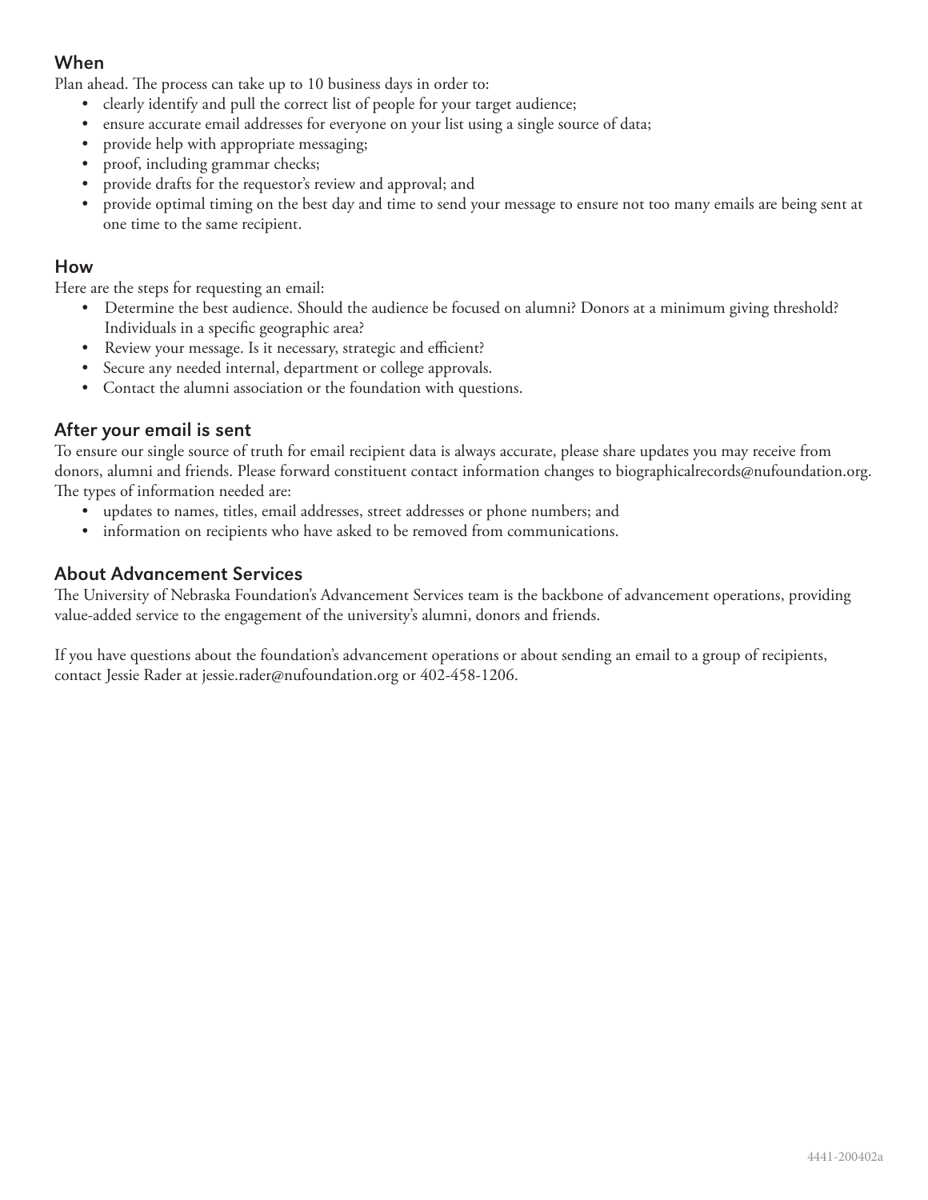## When

Plan ahead. The process can take up to 10 business days in order to:

- clearly identify and pull the correct list of people for your target audience;
- ensure accurate email addresses for everyone on your list using a single source of data;
- provide help with appropriate messaging;
- proof, including grammar checks;
- provide drafts for the requestor's review and approval; and
- provide optimal timing on the best day and time to send your message to ensure not too many emails are being sent at one time to the same recipient.

## How

Here are the steps for requesting an email:

- Determine the best audience. Should the audience be focused on alumni? Donors at a minimum giving threshold? Individuals in a specific geographic area?
- Review your message. Is it necessary, strategic and efficient?
- Secure any needed internal, department or college approvals.
- Contact the alumni association or the foundation with questions.

## After your email is sent

To ensure our single source of truth for email recipient data is always accurate, please share updates you may receive from donors, alumni and friends. Please forward constituent contact information changes to biographicalrecords@nufoundation.org. The types of information needed are:

- updates to names, titles, email addresses, street addresses or phone numbers; and
- information on recipients who have asked to be removed from communications.

## About Advancement Services

The University of Nebraska Foundation's Advancement Services team is the backbone of advancement operations, providing value-added service to the engagement of the university's alumni, donors and friends.

If you have questions about the foundation's advancement operations or about sending an email to a group of recipients, contact Jessie Rader at jessie.rader@nufoundation.org or 402-458-1206.

4441-200402a